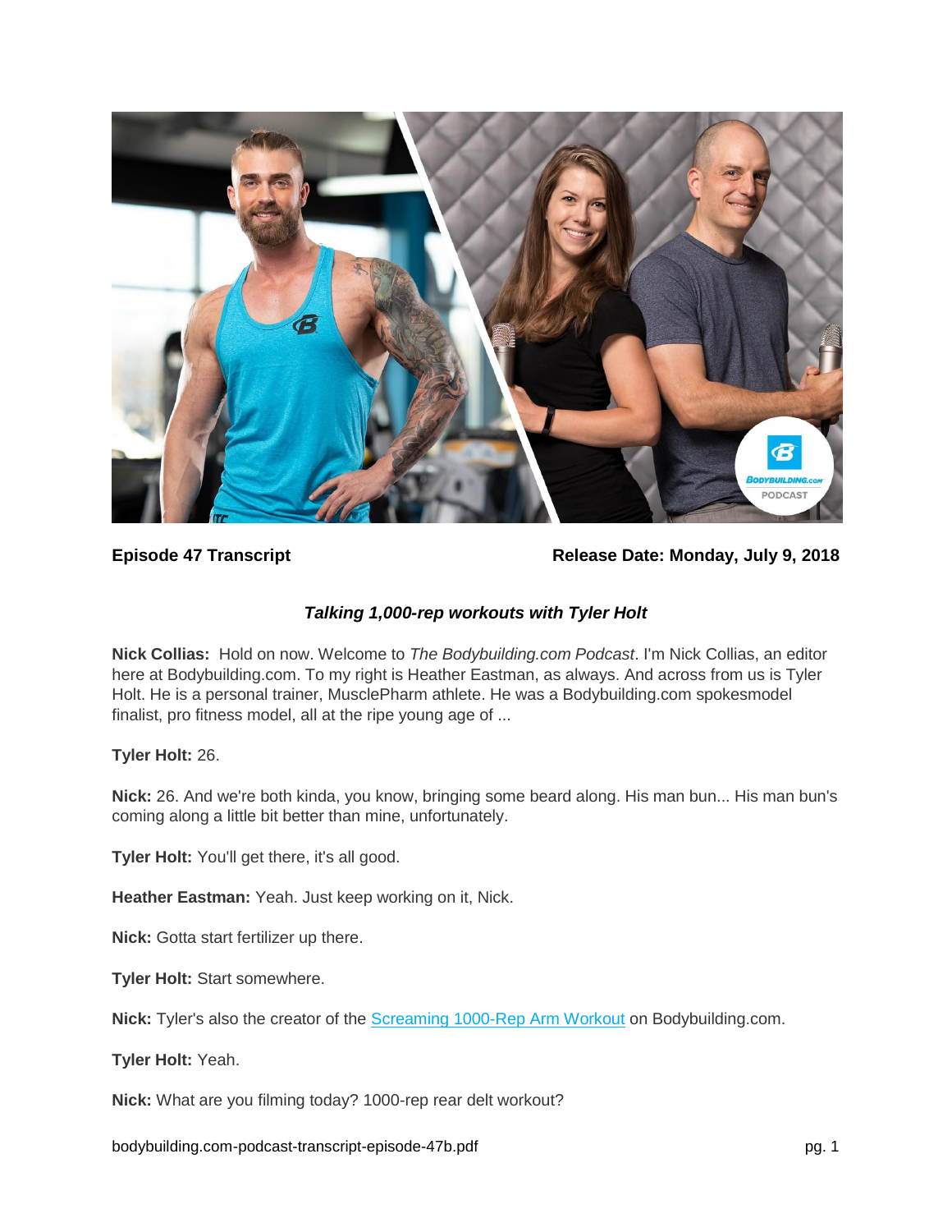**Episode 47 Transcript** **Release Date: Monday, July 9, 2018**

### *Talking 1,000-rep workouts with Tyler Holt*

**Nick Collias:** Hold on now. Welcome to *The Bodybuilding.com Podcast*. I'm Nick Collias, an editor here at Bodybuilding.com. To my right is Heather Eastman, as always. And across from us is Tyler Holt. He is a personal trainer, MusclePharm athlete. He was a Bodybuilding.com spokesmodel finalist, pro fitness model, all at the ripe young age of ...

**Tyler Holt:** 26.

**Nick:** 26. And we're both kinda, you know, bringing some beard along. His man bun... His man bun's coming along a little bit better than mine, unfortunately.

**Tyler Holt:** You'll get there, it's all good.

**Heather Eastman:** Yeah. Just keep working on it, Nick.

**Nick:** Gotta start fertilizer up there.

**Tyler Holt:** Start somewhere.

**Nick:** Tyler's also the creator of the Screaming 1000-Rep Arm Workout on Bodybuilding.com.

**Tyler Holt:** Yeah.

**Nick:** What are you filming today? 1000-rep rear delt workout?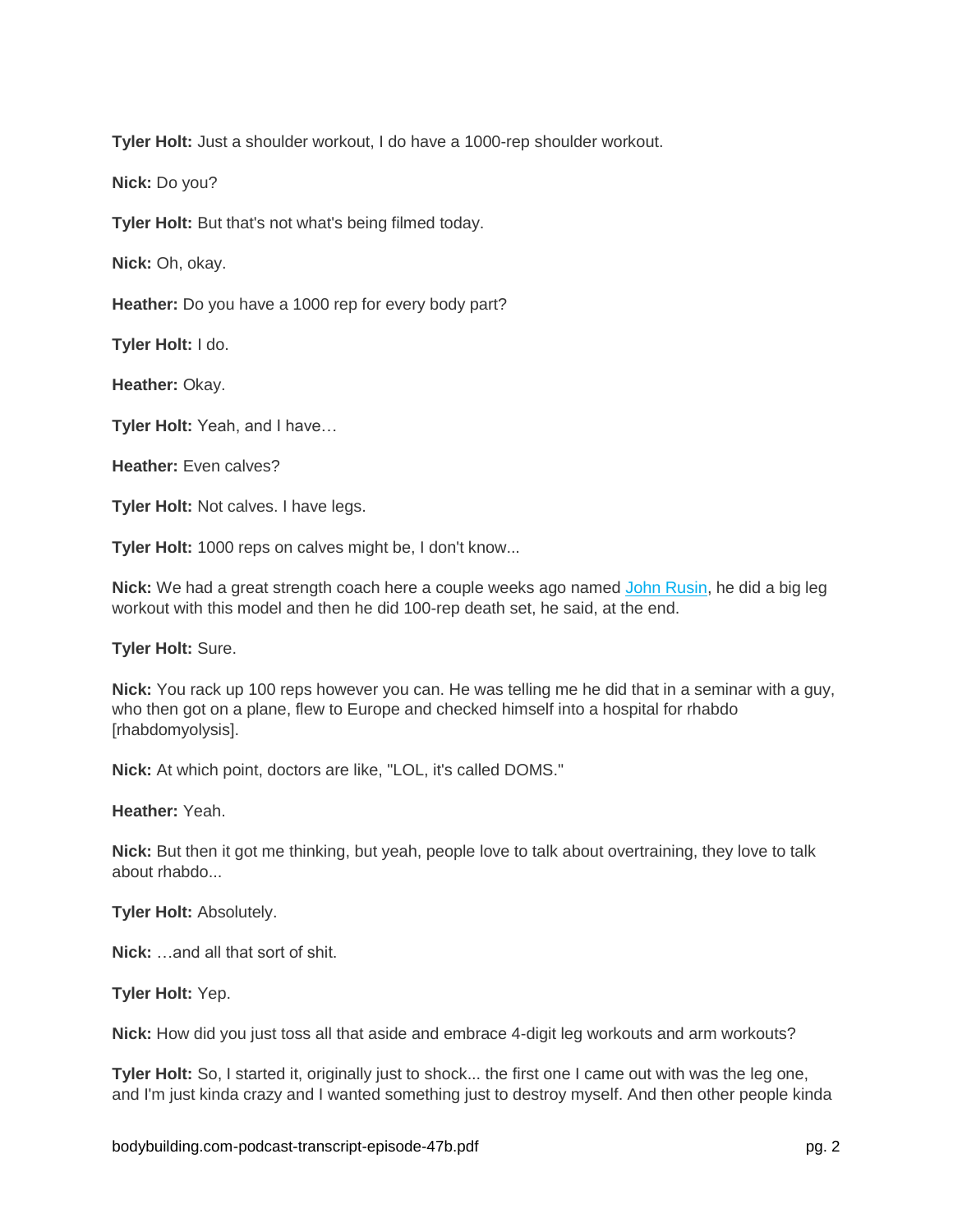**Tyler Holt:** Just a shoulder workout, I do have a 1000-rep shoulder workout.

**Nick:** Do you?

**Tyler Holt:** But that's not what's being filmed today.

**Nick:** Oh, okay.

**Heather:** Do you have a 1000 rep for every body part?

**Tyler Holt:** I do.

**Heather:** Okay.

**Tyler Holt:** Yeah, and I have…

**Heather:** Even calves?

**Tyler Holt:** Not calves. I have legs.

**Tyler Holt:** 1000 reps on calves might be, I don't know...

**Nick:** We had a great strength coach here a couple weeks ago named John Rusin, he did a big leg workout with this model and then he did 100-rep death set, he said, at the end.

**Tyler Holt:** Sure.

**Nick:** You rack up 100 reps however you can. He was telling me he did that in a seminar with a guy, who then got on a plane, flew to Europe and checked himself into a hospital for rhabdo [rhabdomyolysis].

**Nick:** At which point, doctors are like, "LOL, it's called DOMS."

**Heather:** Yeah.

**Nick:** But then it got me thinking, but yeah, people love to talk about overtraining, they love to talk about rhabdo...

**Tyler Holt:** Absolutely.

**Nick:** …and all that sort of shit.

**Tyler Holt:** Yep.

**Nick:** How did you just toss all that aside and embrace 4-digit leg workouts and arm workouts?

**Tyler Holt:** So, I started it, originally just to shock... the first one I came out with was the leg one, and I'm just kinda crazy and I wanted something just to destroy myself. And then other people kinda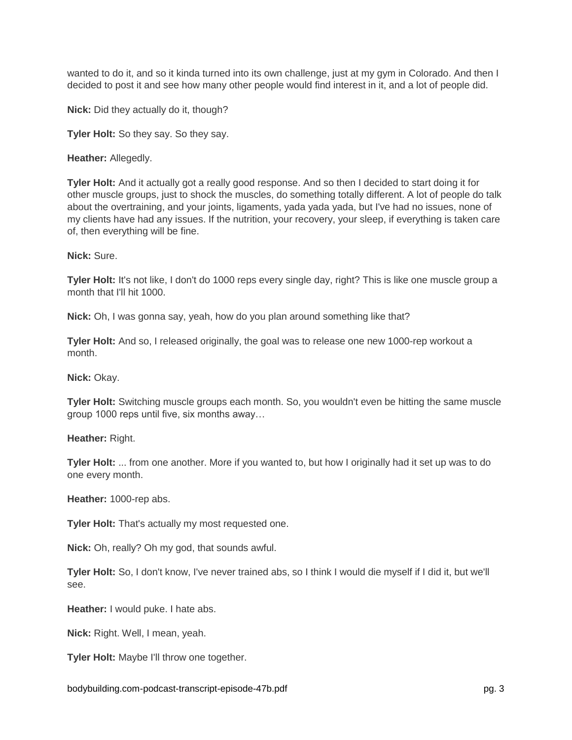wanted to do it, and so it kinda turned into its own challenge, just at my gym in Colorado. And then I decided to post it and see how many other people would find interest in it, and a lot of people did.

**Nick:** Did they actually do it, though?

**Tyler Holt:** So they say. So they say.

**Heather:** Allegedly.

**Tyler Holt:** And it actually got a really good response. And so then I decided to start doing it for other muscle groups, just to shock the muscles, do something totally different. A lot of people do talk about the overtraining, and your joints, ligaments, yada yada yada, but I've had no issues, none of my clients have had any issues. If the nutrition, your recovery, your sleep, if everything is taken care of, then everything will be fine.

**Nick:** Sure.

**Tyler Holt:** It's not like, I don't do 1000 reps every single day, right? This is like one muscle group a month that I'll hit 1000.

**Nick:** Oh, I was gonna say, yeah, how do you plan around something like that?

**Tyler Holt:** And so, I released originally, the goal was to release one new 1000-rep workout a month.

**Nick:** Okay.

**Tyler Holt:** Switching muscle groups each month. So, you wouldn't even be hitting the same muscle group 1000 reps until five, six months away…

**Heather:** Right.

**Tyler Holt:** ... from one another. More if you wanted to, but how I originally had it set up was to do one every month.

**Heather:** 1000-rep abs.

**Tyler Holt:** That's actually my most requested one.

**Nick:** Oh, really? Oh my god, that sounds awful.

**Tyler Holt:** So, I don't know, I've never trained abs, so I think I would die myself if I did it, but we'll see.

**Heather:** I would puke. I hate abs.

**Nick:** Right. Well, I mean, yeah.

**Tyler Holt:** Maybe I'll throw one together.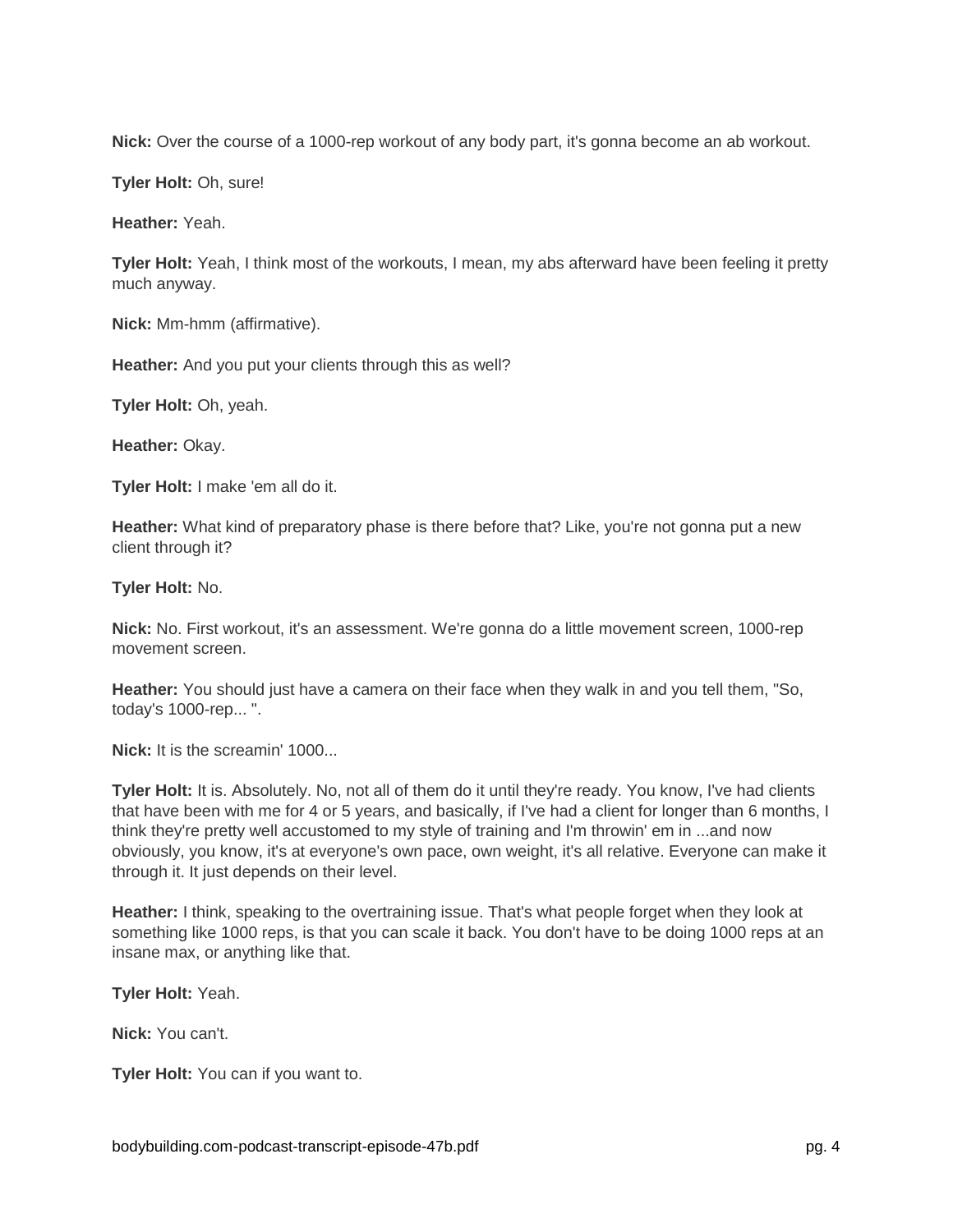**Nick:** Over the course of a 1000-rep workout of any body part, it's gonna become an ab workout.

**Tyler Holt:** Oh, sure!

**Heather:** Yeah.

**Tyler Holt:** Yeah, I think most of the workouts, I mean, my abs afterward have been feeling it pretty much anyway.

**Nick:** Mm-hmm (affirmative).

**Heather:** And you put your clients through this as well?

**Tyler Holt:** Oh, yeah.

**Heather:** Okay.

**Tyler Holt:** I make 'em all do it.

**Heather:** What kind of preparatory phase is there before that? Like, you're not gonna put a new client through it?

**Tyler Holt:** No.

**Nick:** No. First workout, it's an assessment. We're gonna do a little movement screen, 1000-rep movement screen.

**Heather:** You should just have a camera on their face when they walk in and you tell them, "So, today's 1000-rep... ".

**Nick:** It is the screamin' 1000...

**Tyler Holt:** It is. Absolutely. No, not all of them do it until they're ready. You know, I've had clients that have been with me for 4 or 5 years, and basically, if I've had a client for longer than 6 months, I think they're pretty well accustomed to my style of training and I'm throwin' em in ...and now obviously, you know, it's at everyone's own pace, own weight, it's all relative. Everyone can make it through it. It just depends on their level.

**Heather:** I think, speaking to the overtraining issue. That's what people forget when they look at something like 1000 reps, is that you can scale it back. You don't have to be doing 1000 reps at an insane max, or anything like that.

**Tyler Holt:** Yeah.

**Nick:** You can't.

**Tyler Holt:** You can if you want to.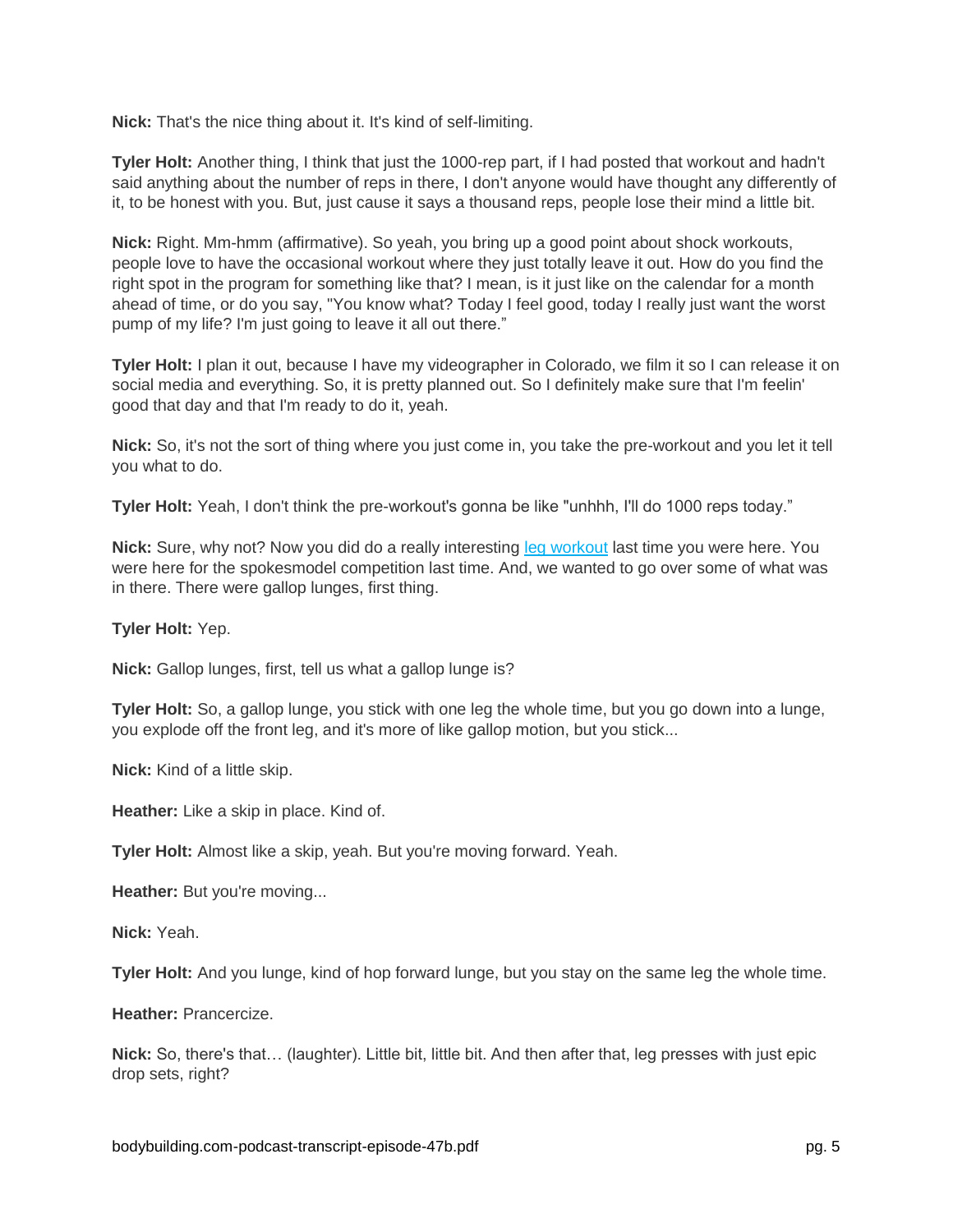**Nick:** That's the nice thing about it. It's kind of self-limiting.

**Tyler Holt:** Another thing, I think that just the 1000-rep part, if I had posted that workout and hadn't said anything about the number of reps in there, I don't anyone would have thought any differently of it, to be honest with you. But, just cause it says a thousand reps, people lose their mind a little bit.

**Nick:** Right. Mm-hmm (affirmative). So yeah, you bring up a good point about shock workouts, people love to have the occasional workout where they just totally leave it out. How do you find the right spot in the program for something like that? I mean, is it just like on the calendar for a month ahead of time, or do you say, "You know what? Today I feel good, today I really just want the worst pump of my life? I'm just going to leave it all out there."

**Tyler Holt:** I plan it out, because I have my videographer in Colorado, we film it so I can release it on social media and everything. So, it is pretty planned out. So I definitely make sure that I'm feelin' good that day and that I'm ready to do it, yeah.

**Nick:** So, it's not the sort of thing where you just come in, you take the pre-workout and you let it tell you what to do.

**Tyler Holt:** Yeah, I don't think the pre-workout's gonna be like "unhhh, I'll do 1000 reps today."

**Nick:** Sure, why not? Now you did do a really interesting leg workout last time you were here. You were here for the spokesmodel competition last time. And, we wanted to go over some of what was in there. There were gallop lunges, first thing.

**Tyler Holt:** Yep.

**Nick:** Gallop lunges, first, tell us what a gallop lunge is?

**Tyler Holt:** So, a gallop lunge, you stick with one leg the whole time, but you go down into a lunge, you explode off the front leg, and it's more of like gallop motion, but you stick...

**Nick:** Kind of a little skip.

**Heather:** Like a skip in place. Kind of.

**Tyler Holt:** Almost like a skip, yeah. But you're moving forward. Yeah.

**Heather:** But you're moving...

**Nick:** Yeah.

**Tyler Holt:** And you lunge, kind of hop forward lunge, but you stay on the same leg the whole time.

**Heather:** Prancercize.

**Nick:** So, there's that… (laughter). Little bit, little bit. And then after that, leg presses with just epic drop sets, right?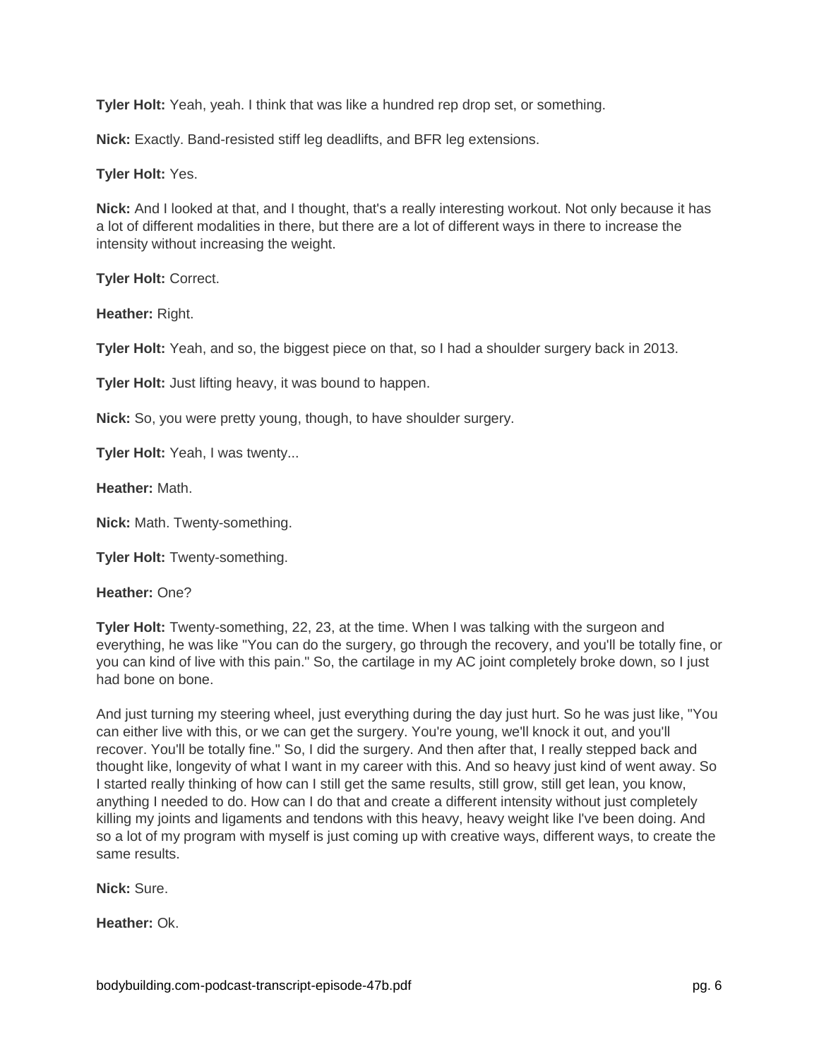**Tyler Holt:** Yeah, yeah. I think that was like a hundred rep drop set, or something.

**Nick:** Exactly. Band-resisted stiff leg deadlifts, and BFR leg extensions.

**Tyler Holt:** Yes.

**Nick:** And I looked at that, and I thought, that's a really interesting workout. Not only because it has a lot of different modalities in there, but there are a lot of different ways in there to increase the intensity without increasing the weight.

**Tyler Holt:** Correct.

**Heather:** Right.

**Tyler Holt:** Yeah, and so, the biggest piece on that, so I had a shoulder surgery back in 2013.

**Tyler Holt:** Just lifting heavy, it was bound to happen.

**Nick:** So, you were pretty young, though, to have shoulder surgery.

**Tyler Holt:** Yeah, I was twenty...

**Heather:** Math.

**Nick:** Math. Twenty-something.

**Tyler Holt:** Twenty-something.

**Heather:** One?

**Tyler Holt:** Twenty-something, 22, 23, at the time. When I was talking with the surgeon and everything, he was like "You can do the surgery, go through the recovery, and you'll be totally fine, or you can kind of live with this pain." So, the cartilage in my AC joint completely broke down, so I just had bone on bone.

And just turning my steering wheel, just everything during the day just hurt. So he was just like, "You can either live with this, or we can get the surgery. You're young, we'll knock it out, and you'll recover. You'll be totally fine." So, I did the surgery. And then after that, I really stepped back and thought like, longevity of what I want in my career with this. And so heavy just kind of went away. So I started really thinking of how can I still get the same results, still grow, still get lean, you know, anything I needed to do. How can I do that and create a different intensity without just completely killing my joints and ligaments and tendons with this heavy, heavy weight like I've been doing. And so a lot of my program with myself is just coming up with creative ways, different ways, to create the same results.

**Nick:** Sure.

**Heather:** Ok.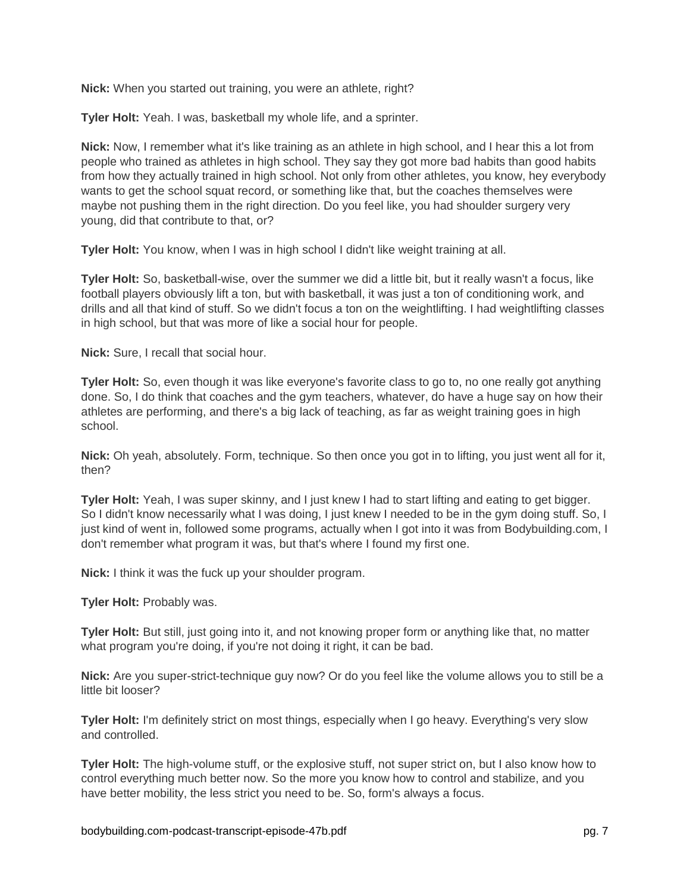**Nick:** When you started out training, you were an athlete, right?

**Tyler Holt:** Yeah. I was, basketball my whole life, and a sprinter.

**Nick:** Now, I remember what it's like training as an athlete in high school, and I hear this a lot from people who trained as athletes in high school. They say they got more bad habits than good habits from how they actually trained in high school. Not only from other athletes, you know, hey everybody wants to get the school squat record, or something like that, but the coaches themselves were maybe not pushing them in the right direction. Do you feel like, you had shoulder surgery very young, did that contribute to that, or?

**Tyler Holt:** You know, when I was in high school I didn't like weight training at all.

**Tyler Holt:** So, basketball-wise, over the summer we did a little bit, but it really wasn't a focus, like football players obviously lift a ton, but with basketball, it was just a ton of conditioning work, and drills and all that kind of stuff. So we didn't focus a ton on the weightlifting. I had weightlifting classes in high school, but that was more of like a social hour for people.

**Nick:** Sure, I recall that social hour.

**Tyler Holt:** So, even though it was like everyone's favorite class to go to, no one really got anything done. So, I do think that coaches and the gym teachers, whatever, do have a huge say on how their athletes are performing, and there's a big lack of teaching, as far as weight training goes in high school.

**Nick:** Oh yeah, absolutely. Form, technique. So then once you got in to lifting, you just went all for it, then?

**Tyler Holt:** Yeah, I was super skinny, and I just knew I had to start lifting and eating to get bigger. So I didn't know necessarily what I was doing, I just knew I needed to be in the gym doing stuff. So, I just kind of went in, followed some programs, actually when I got into it was from Bodybuilding.com, I don't remember what program it was, but that's where I found my first one.

**Nick:** I think it was the fuck up your shoulder program.

**Tyler Holt:** Probably was.

**Tyler Holt:** But still, just going into it, and not knowing proper form or anything like that, no matter what program you're doing, if you're not doing it right, it can be bad.

**Nick:** Are you super-strict-technique guy now? Or do you feel like the volume allows you to still be a little bit looser?

**Tyler Holt:** I'm definitely strict on most things, especially when I go heavy. Everything's very slow and controlled.

**Tyler Holt:** The high-volume stuff, or the explosive stuff, not super strict on, but I also know how to control everything much better now. So the more you know how to control and stabilize, and you have better mobility, the less strict you need to be. So, form's always a focus.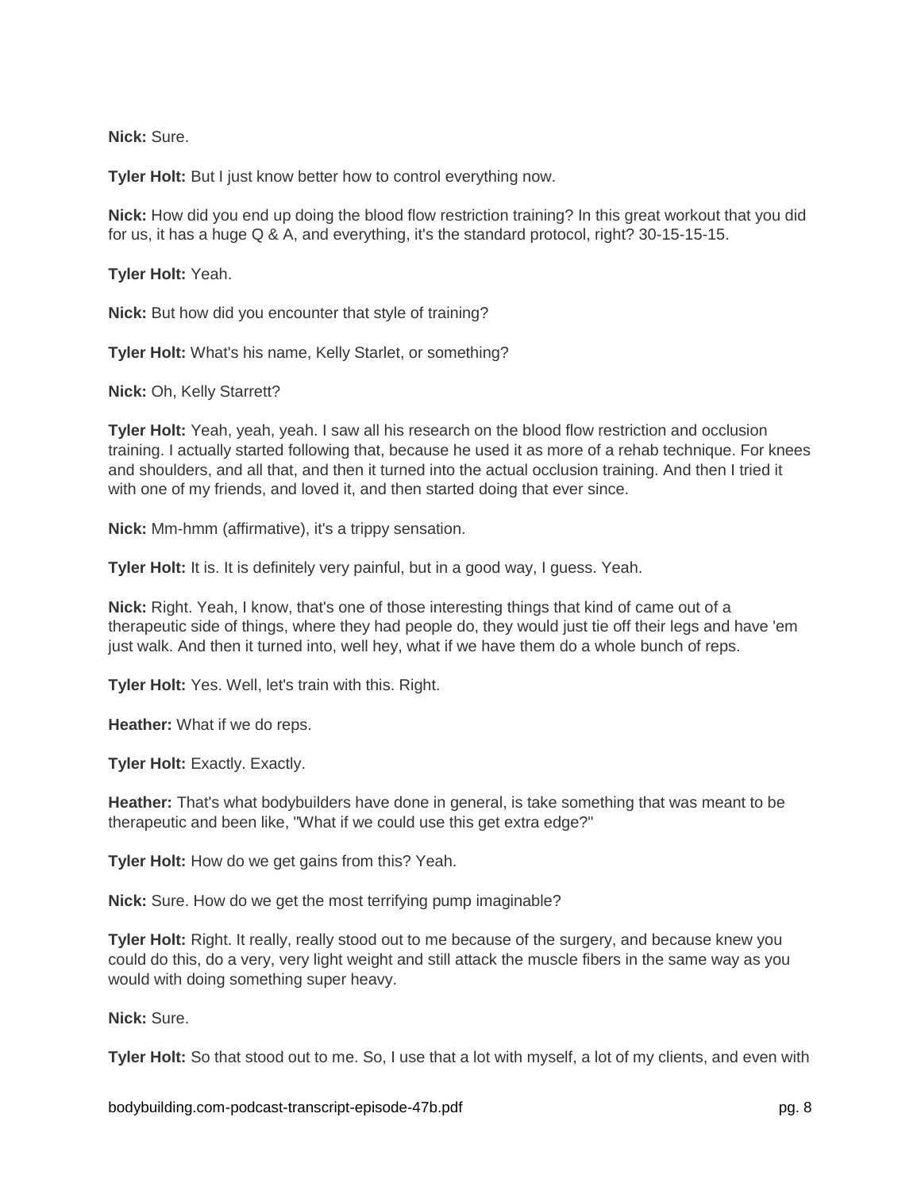**Nick:** Sure.

**Tyler Holt:** But I just know better how to control everything now.

**Nick:** How did you end up doing the blood flow restriction training? In this great workout that you did for us, it has a huge Q & A, and everything, it's the standard protocol, right? 30-15-15-15.

**Tyler Holt:** Yeah.

**Nick:** But how did you encounter that style of training?

**Tyler Holt:** What's his name, Kelly Starlet, or something?

**Nick:** Oh, Kelly Starrett?

**Tyler Holt:** Yeah, yeah, yeah. I saw all his research on the blood flow restriction and occlusion training. I actually started following that, because he used it as more of a rehab technique. For knees and shoulders, and all that, and then it turned into the actual occlusion training. And then I tried it with one of my friends, and loved it, and then started doing that ever since.

**Nick:** Mm-hmm (affirmative), it's a trippy sensation.

**Tyler Holt:** It is. It is definitely very painful, but in a good way, I guess. Yeah.

**Nick:** Right. Yeah, I know, that's one of those interesting things that kind of came out of a therapeutic side of things, where they had people do, they would just tie off their legs and have 'em just walk. And then it turned into, well hey, what if we have them do a whole bunch of reps.

**Tyler Holt:** Yes. Well, let's train with this. Right.

**Heather:** What if we do reps.

**Tyler Holt:** Exactly. Exactly.

**Heather:** That's what bodybuilders have done in general, is take something that was meant to be therapeutic and been like, "What if we could use this get extra edge?"

**Tyler Holt:** How do we get gains from this? Yeah.

**Nick:** Sure. How do we get the most terrifying pump imaginable?

**Tyler Holt:** Right. It really, really stood out to me because of the surgery, and because knew you could do this, do a very, very light weight and still attack the muscle fibers in the same way as you would with doing something super heavy.

**Nick:** Sure.

**Tyler Holt:** So that stood out to me. So, I use that a lot with myself, a lot of my clients, and even with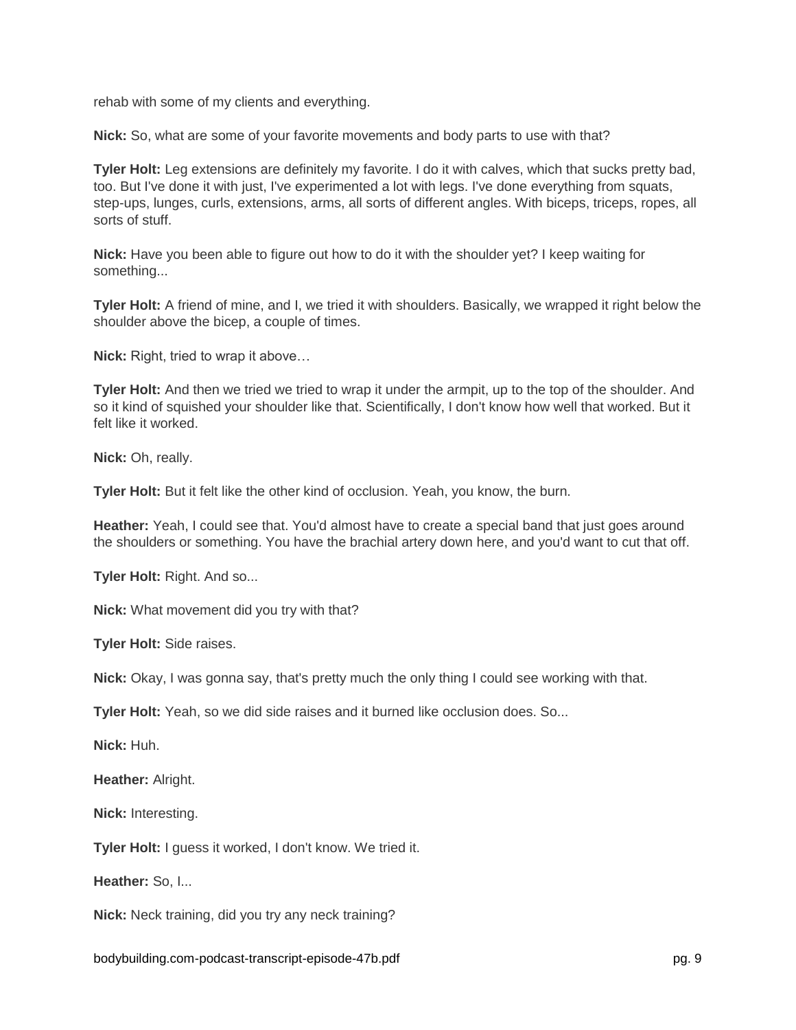rehab with some of my clients and everything.

**Nick:** So, what are some of your favorite movements and body parts to use with that?

**Tyler Holt:** Leg extensions are definitely my favorite. I do it with calves, which that sucks pretty bad, too. But I've done it with just, I've experimented a lot with legs. I've done everything from squats, step-ups, lunges, curls, extensions, arms, all sorts of different angles. With biceps, triceps, ropes, all sorts of stuff.

**Nick:** Have you been able to figure out how to do it with the shoulder yet? I keep waiting for something...

**Tyler Holt:** A friend of mine, and I, we tried it with shoulders. Basically, we wrapped it right below the shoulder above the bicep, a couple of times.

**Nick:** Right, tried to wrap it above…

**Tyler Holt:** And then we tried we tried to wrap it under the armpit, up to the top of the shoulder. And so it kind of squished your shoulder like that. Scientifically, I don't know how well that worked. But it felt like it worked.

**Nick:** Oh, really.

**Tyler Holt:** But it felt like the other kind of occlusion. Yeah, you know, the burn.

**Heather:** Yeah, I could see that. You'd almost have to create a special band that just goes around the shoulders or something. You have the brachial artery down here, and you'd want to cut that off.

**Tyler Holt:** Right. And so...

**Nick:** What movement did you try with that?

**Tyler Holt:** Side raises.

**Nick:** Okay, I was gonna say, that's pretty much the only thing I could see working with that.

**Tyler Holt:** Yeah, so we did side raises and it burned like occlusion does. So...

**Nick:** Huh.

**Heather:** Alright.

**Nick:** Interesting.

**Tyler Holt:** I guess it worked, I don't know. We tried it.

**Heather:** So, I...

**Nick:** Neck training, did you try any neck training?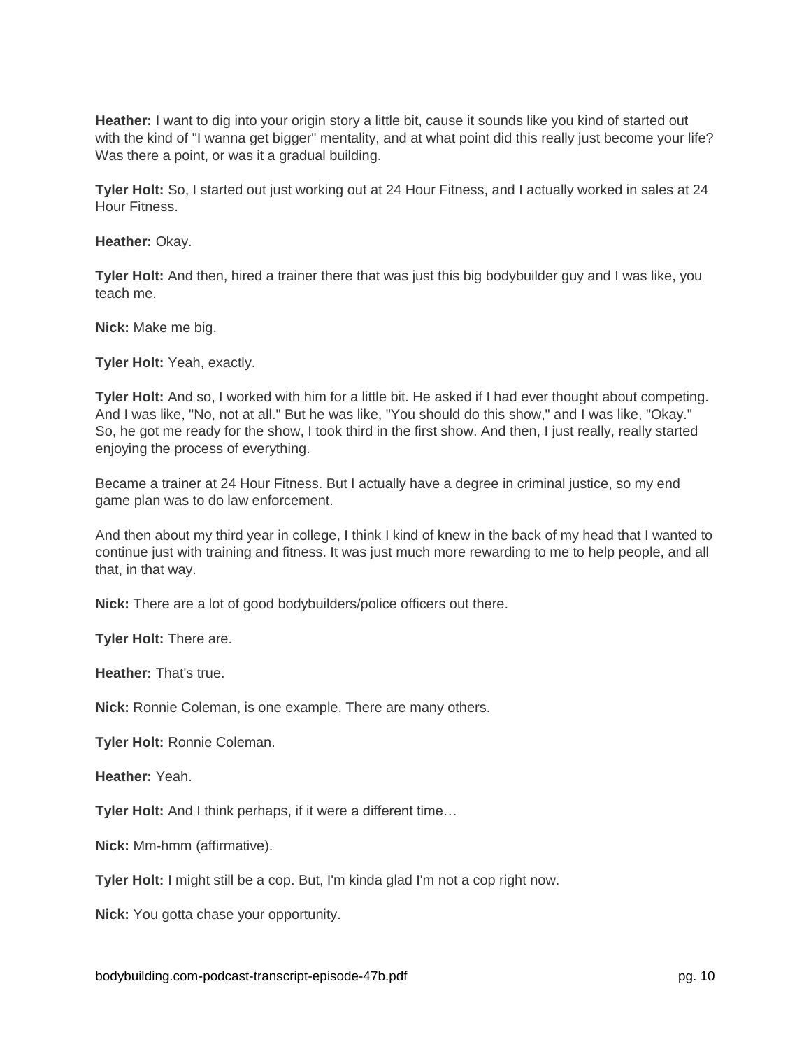**Heather:** I want to dig into your origin story a little bit, cause it sounds like you kind of started out with the kind of "I wanna get bigger" mentality, and at what point did this really just become your life? Was there a point, or was it a gradual building.

**Tyler Holt:** So, I started out just working out at 24 Hour Fitness, and I actually worked in sales at 24 Hour Fitness.

**Heather:** Okay.

**Tyler Holt:** And then, hired a trainer there that was just this big bodybuilder guy and I was like, you teach me.

**Nick:** Make me big.

**Tyler Holt:** Yeah, exactly.

**Tyler Holt:** And so, I worked with him for a little bit. He asked if I had ever thought about competing. And I was like, "No, not at all." But he was like, "You should do this show," and I was like, "Okay." So, he got me ready for the show, I took third in the first show. And then, I just really, really started enjoying the process of everything.

Became a trainer at 24 Hour Fitness. But I actually have a degree in criminal justice, so my end game plan was to do law enforcement.

And then about my third year in college, I think I kind of knew in the back of my head that I wanted to continue just with training and fitness. It was just much more rewarding to me to help people, and all that, in that way.

**Nick:** There are a lot of good bodybuilders/police officers out there.

**Tyler Holt:** There are.

**Heather:** That's true.

**Nick:** Ronnie Coleman, is one example. There are many others.

**Tyler Holt:** Ronnie Coleman.

**Heather:** Yeah.

**Tyler Holt:** And I think perhaps, if it were a different time…

**Nick:** Mm-hmm (affirmative).

**Tyler Holt:** I might still be a cop. But, I'm kinda glad I'm not a cop right now.

**Nick:** You gotta chase your opportunity.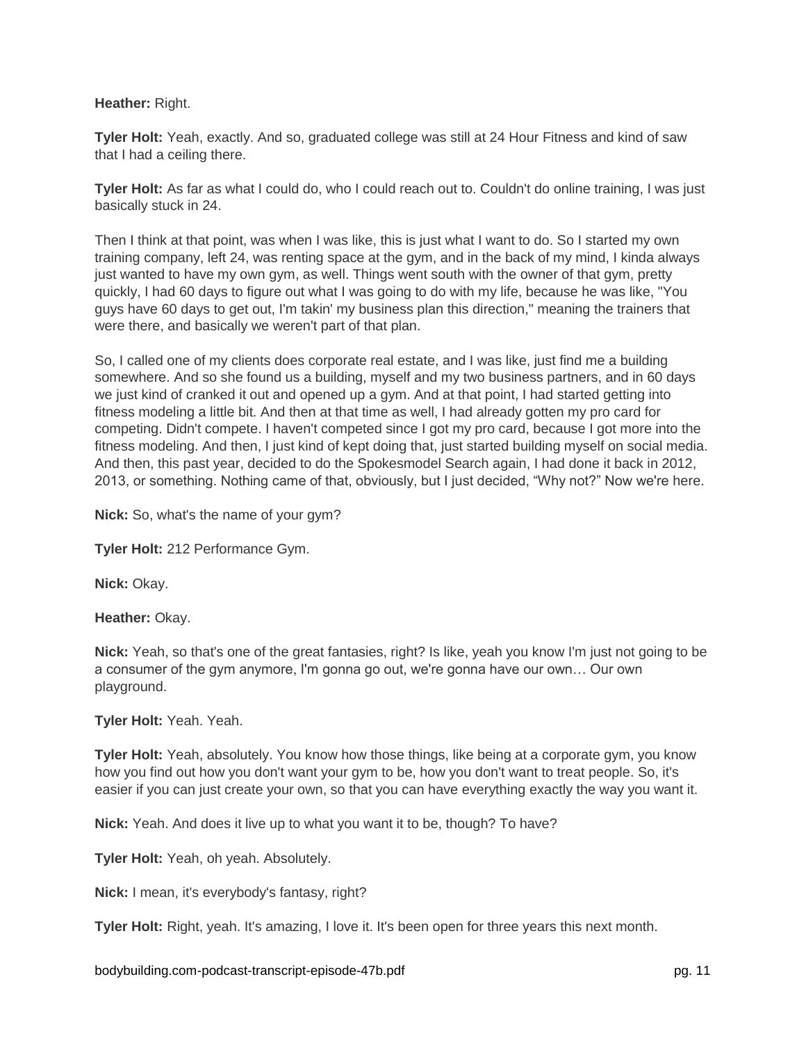**Heather:** Right.

**Tyler Holt:** Yeah, exactly. And so, graduated college was still at 24 Hour Fitness and kind of saw that I had a ceiling there.

**Tyler Holt:** As far as what I could do, who I could reach out to. Couldn't do online training, I was just basically stuck in 24.

Then I think at that point, was when I was like, this is just what I want to do. So I started my own training company, left 24, was renting space at the gym, and in the back of my mind, I kinda always just wanted to have my own gym, as well. Things went south with the owner of that gym, pretty quickly, I had 60 days to figure out what I was going to do with my life, because he was like, "You guys have 60 days to get out, I'm takin' my business plan this direction," meaning the trainers that were there, and basically we weren't part of that plan.

So, I called one of my clients does corporate real estate, and I was like, just find me a building somewhere. And so she found us a building, myself and my two business partners, and in 60 days we just kind of cranked it out and opened up a gym. And at that point, I had started getting into fitness modeling a little bit. And then at that time as well, I had already gotten my pro card for competing. Didn't compete. I haven't competed since I got my pro card, because I got more into the fitness modeling. And then, I just kind of kept doing that, just started building myself on social media. And then, this past year, decided to do the Spokesmodel Search again, I had done it back in 2012, 2013, or something. Nothing came of that, obviously, but I just decided, "Why not?" Now we're here.

**Nick:** So, what's the name of your gym?

**Tyler Holt:** 212 Performance Gym.

**Nick:** Okay.

**Heather:** Okay.

**Nick:** Yeah, so that's one of the great fantasies, right? Is like, yeah you know I'm just not going to be a consumer of the gym anymore, I'm gonna go out, we're gonna have our own… Our own playground.

**Tyler Holt:** Yeah. Yeah.

**Tyler Holt:** Yeah, absolutely. You know how those things, like being at a corporate gym, you know how you find out how you don't want your gym to be, how you don't want to treat people. So, it's easier if you can just create your own, so that you can have everything exactly the way you want it.

**Nick:** Yeah. And does it live up to what you want it to be, though? To have?

**Tyler Holt:** Yeah, oh yeah. Absolutely.

**Nick:** I mean, it's everybody's fantasy, right?

**Tyler Holt:** Right, yeah. It's amazing, I love it. It's been open for three years this next month.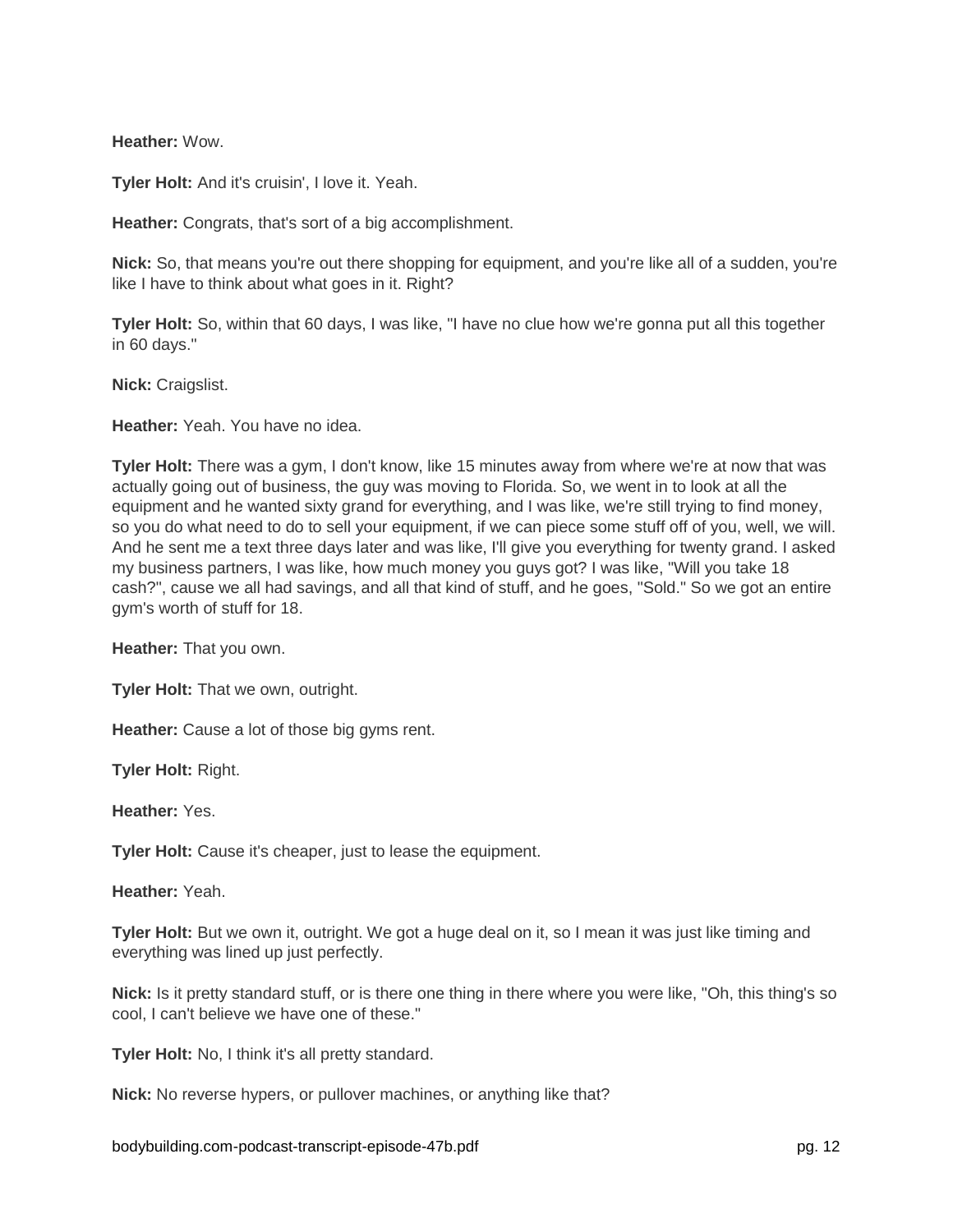**Heather:** Wow.

**Tyler Holt:** And it's cruisin', I love it. Yeah.

**Heather:** Congrats, that's sort of a big accomplishment.

**Nick:** So, that means you're out there shopping for equipment, and you're like all of a sudden, you're like I have to think about what goes in it. Right?

**Tyler Holt:** So, within that 60 days, I was like, "I have no clue how we're gonna put all this together in 60 days."

**Nick:** Craigslist.

**Heather:** Yeah. You have no idea.

**Tyler Holt:** There was a gym, I don't know, like 15 minutes away from where we're at now that was actually going out of business, the guy was moving to Florida. So, we went in to look at all the equipment and he wanted sixty grand for everything, and I was like, we're still trying to find money, so you do what need to do to sell your equipment, if we can piece some stuff off of you, well, we will. And he sent me a text three days later and was like, I'll give you everything for twenty grand. I asked my business partners, I was like, how much money you guys got? I was like, "Will you take 18 cash?", cause we all had savings, and all that kind of stuff, and he goes, "Sold." So we got an entire gym's worth of stuff for 18.

**Heather:** That you own.

**Tyler Holt:** That we own, outright.

**Heather:** Cause a lot of those big gyms rent.

**Tyler Holt:** Right.

**Heather:** Yes.

**Tyler Holt:** Cause it's cheaper, just to lease the equipment.

**Heather:** Yeah.

**Tyler Holt:** But we own it, outright. We got a huge deal on it, so I mean it was just like timing and everything was lined up just perfectly.

**Nick:** Is it pretty standard stuff, or is there one thing in there where you were like, "Oh, this thing's so cool, I can't believe we have one of these."

**Tyler Holt:** No, I think it's all pretty standard.

**Nick:** No reverse hypers, or pullover machines, or anything like that?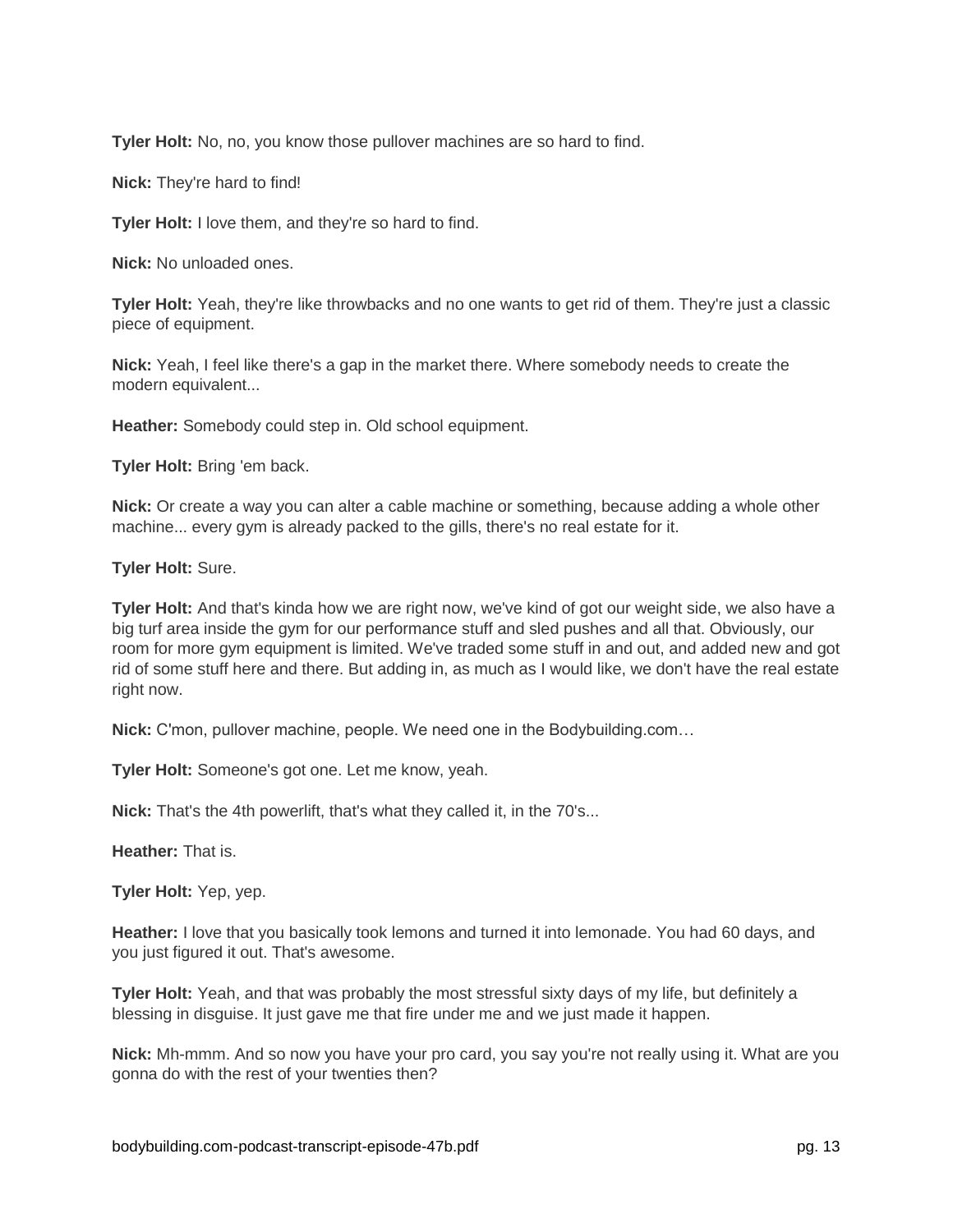**Tyler Holt:** No, no, you know those pullover machines are so hard to find.

**Nick:** They're hard to find!

**Tyler Holt:** I love them, and they're so hard to find.

**Nick:** No unloaded ones.

**Tyler Holt:** Yeah, they're like throwbacks and no one wants to get rid of them. They're just a classic piece of equipment.

**Nick:** Yeah, I feel like there's a gap in the market there. Where somebody needs to create the modern equivalent...

**Heather:** Somebody could step in. Old school equipment.

**Tyler Holt:** Bring 'em back.

**Nick:** Or create a way you can alter a cable machine or something, because adding a whole other machine... every gym is already packed to the gills, there's no real estate for it.

**Tyler Holt:** Sure.

**Tyler Holt:** And that's kinda how we are right now, we've kind of got our weight side, we also have a big turf area inside the gym for our performance stuff and sled pushes and all that. Obviously, our room for more gym equipment is limited. We've traded some stuff in and out, and added new and got rid of some stuff here and there. But adding in, as much as I would like, we don't have the real estate right now.

**Nick:** C'mon, pullover machine, people. We need one in the Bodybuilding.com…

**Tyler Holt:** Someone's got one. Let me know, yeah.

**Nick:** That's the 4th powerlift, that's what they called it, in the 70's...

**Heather:** That is.

**Tyler Holt:** Yep, yep.

**Heather:** I love that you basically took lemons and turned it into lemonade. You had 60 days, and you just figured it out. That's awesome.

**Tyler Holt:** Yeah, and that was probably the most stressful sixty days of my life, but definitely a blessing in disguise. It just gave me that fire under me and we just made it happen.

**Nick:** Mh-mmm. And so now you have your pro card, you say you're not really using it. What are you gonna do with the rest of your twenties then?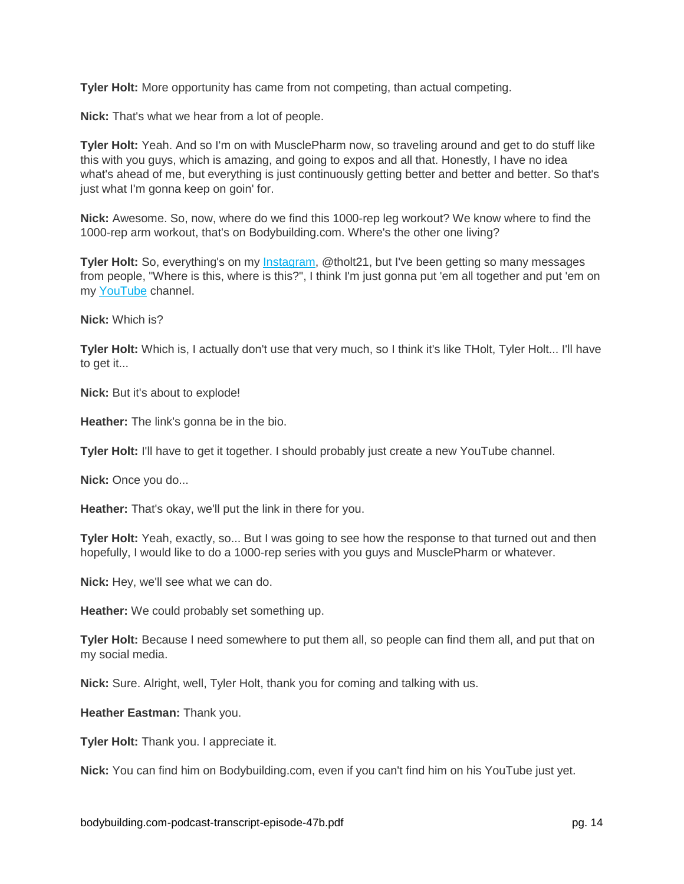**Tyler Holt:** More opportunity has came from not competing, than actual competing.

**Nick:** That's what we hear from a lot of people.

**Tyler Holt:** Yeah. And so I'm on with MusclePharm now, so traveling around and get to do stuff like this with you guys, which is amazing, and going to expos and all that. Honestly, I have no idea what's ahead of me, but everything is just continuously getting better and better and better. So that's just what I'm gonna keep on goin' for.

**Nick:** Awesome. So, now, where do we find this 1000-rep leg workout? We know where to find the 1000-rep arm workout, that's on Bodybuilding.com. Where's the other one living?

**Tyler Holt:** So, everything's on my Instagram, @tholt21, but I've been getting so many messages from people, "Where is this, where is this?", I think I'm just gonna put 'em all together and put 'em on my YouTube channel.

**Nick:** Which is?

**Tyler Holt:** Which is, I actually don't use that very much, so I think it's like THolt, Tyler Holt... I'll have to get it...

**Nick:** But it's about to explode!

**Heather:** The link's gonna be in the bio.

**Tyler Holt:** I'll have to get it together. I should probably just create a new YouTube channel.

**Nick:** Once you do...

**Heather:** That's okay, we'll put the link in there for you.

**Tyler Holt:** Yeah, exactly, so... But I was going to see how the response to that turned out and then hopefully, I would like to do a 1000-rep series with you guys and MusclePharm or whatever.

**Nick:** Hey, we'll see what we can do.

**Heather:** We could probably set something up.

**Tyler Holt:** Because I need somewhere to put them all, so people can find them all, and put that on my social media.

**Nick:** Sure. Alright, well, Tyler Holt, thank you for coming and talking with us.

**Heather Eastman:** Thank you.

**Tyler Holt:** Thank you. I appreciate it.

**Nick:** You can find him on Bodybuilding.com, even if you can't find him on his YouTube just yet.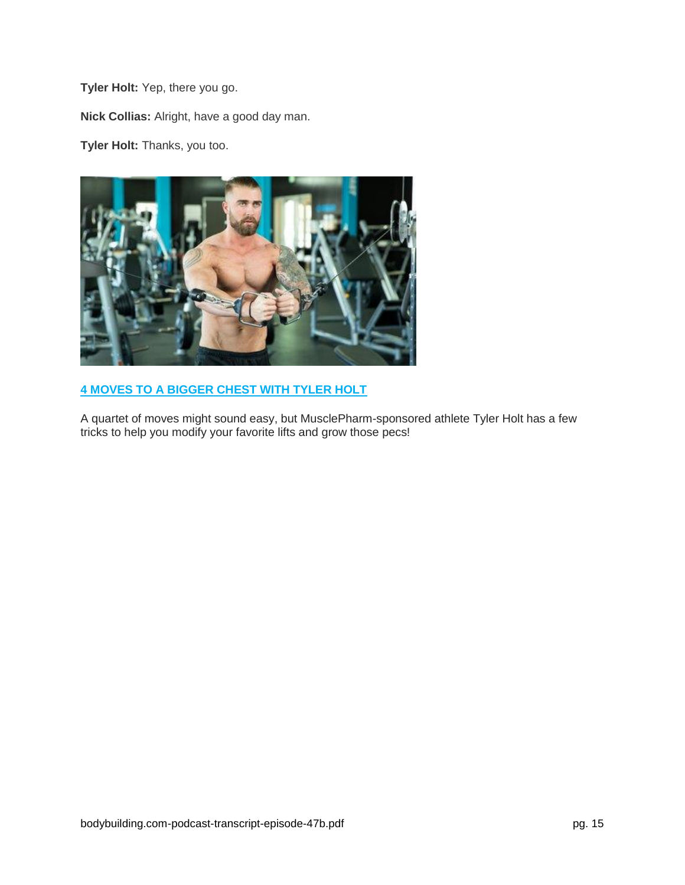**Tyler Holt:** Yep, there you go.

**Nick Collias:** Alright, have a good day man.

**Tyler Holt:** Thanks, you too.

**4 MOVES TO A BIGGER CHEST WITH TYLER HOLT**

A quartet of moves might sound easy, but MusclePharm-sponsored athlete Tyler Holt has a few tricks to help you modify your favorite lifts and grow those pecs!